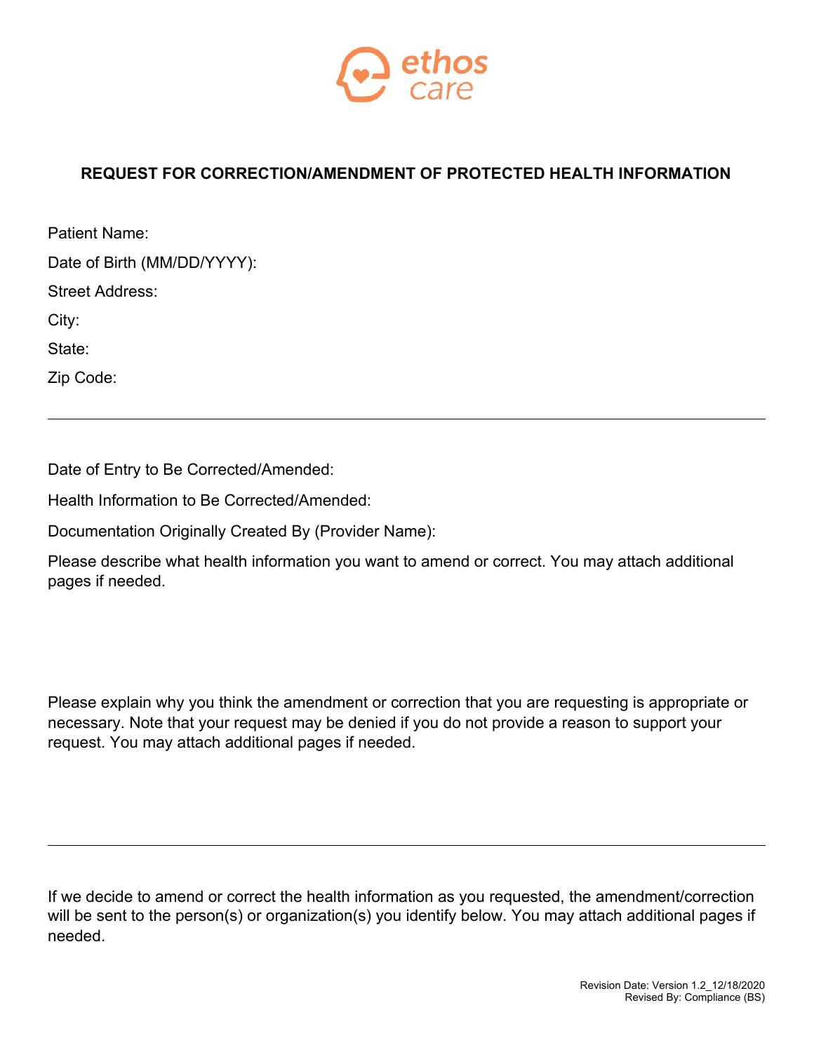# REQUEST FOR CORRECTION/AMENDMENT OF PROTECTED HEALTH INFORMATION

Patient Name:

Date of Birth (MM/DD/YYYY):

Street Address:

City:

State:

Zip Code:

---

Date of Entry to Be Corrected/Amended:

Health Information to Be Corrected/Amended:

Documentation Originally Created By (Provider Name):

Please describe what health information you want to amend or correct. You may attach additional pages if needed.

Please explain why you think the amendment or correction that you are requesting is appropriate or necessary. Note that your request may be denied if you do not provide a reason to support your request. You may attach additional pages if needed.

---

If we decide to amend or correct the health information as you requested, the amendment/correction will be sent to the person(s) or organization(s) you identify below. You may attach additional pages if needed.

Revision Date: Version 1.2_12/18/2020
Revised By: Compliance (BS)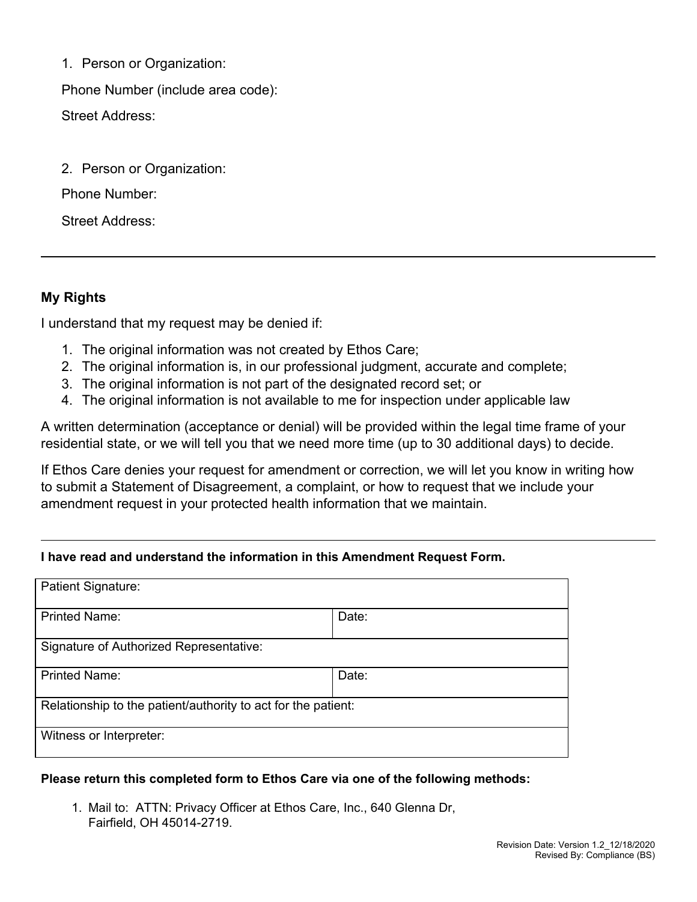1. Person or Organization:

   Phone Number (include area code):

   Street Address:

2. Person or Organization:

   Phone Number:

   Street Address:

---

**My Rights**

I understand that my request may be denied if:

1. The original information was not created by Ethos Care;
2. The original information is, in our professional judgment, accurate and complete;
3. The original information is not part of the designated record set; or
4. The original information is not available to me for inspection under applicable law

A written determination (acceptance or denial) will be provided within the legal time frame of your residential state, or we will tell you that we need more time (up to 30 additional days) to decide.

If Ethos Care denies your request for amendment or correction, we will let you know in writing how to submit a Statement of Disagreement, a complaint, or how to request that we include your amendment request in your protected health information that we maintain.

---

**I have read and understand the information in this Amendment Request Form.**

| Patient Signature: | |
|---|---|
| Printed Name: | Date: |
| Signature of Authorized Representative: | |
| Printed Name: | Date: |
| Relationship to the patient/authority to act for the patient: | |
| Witness or Interpreter: | |

**Please return this completed form to Ethos Care via one of the following methods:**

1. Mail to: ATTN: Privacy Officer at Ethos Care, Inc., 640 Glenna Dr, Fairfield, OH 45014-2719.

Revision Date: Version 1.2_12/18/2020
Revised By: Compliance (BS)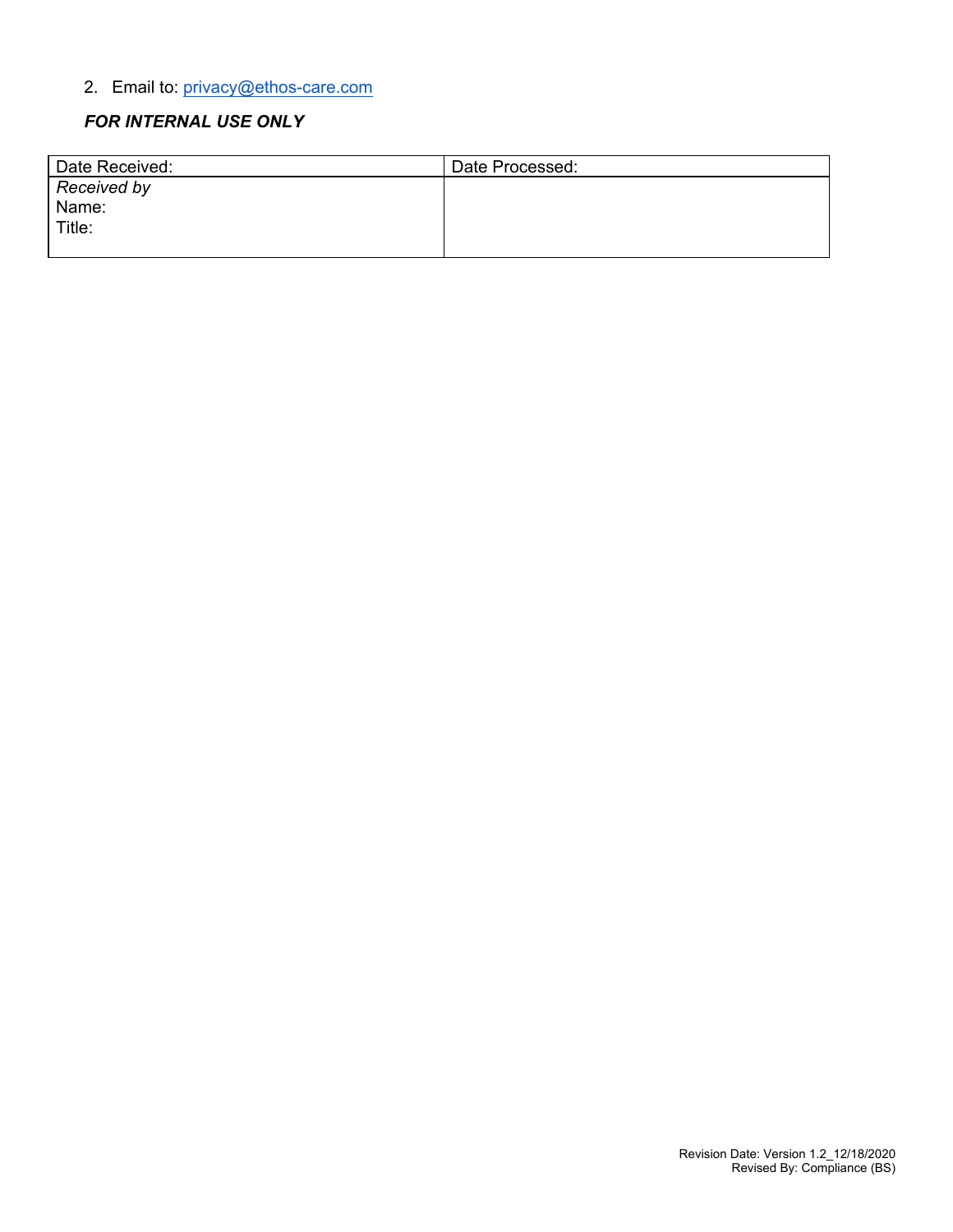2. Email to: privacy@ethos-care.com

***FOR INTERNAL USE ONLY***

| Date Received: | Date Processed: |
|---|---|
| *Received by*<br>Name:<br>Title: | |

Revision Date: Version 1.2_12/18/2020
Revised By: Compliance (BS)